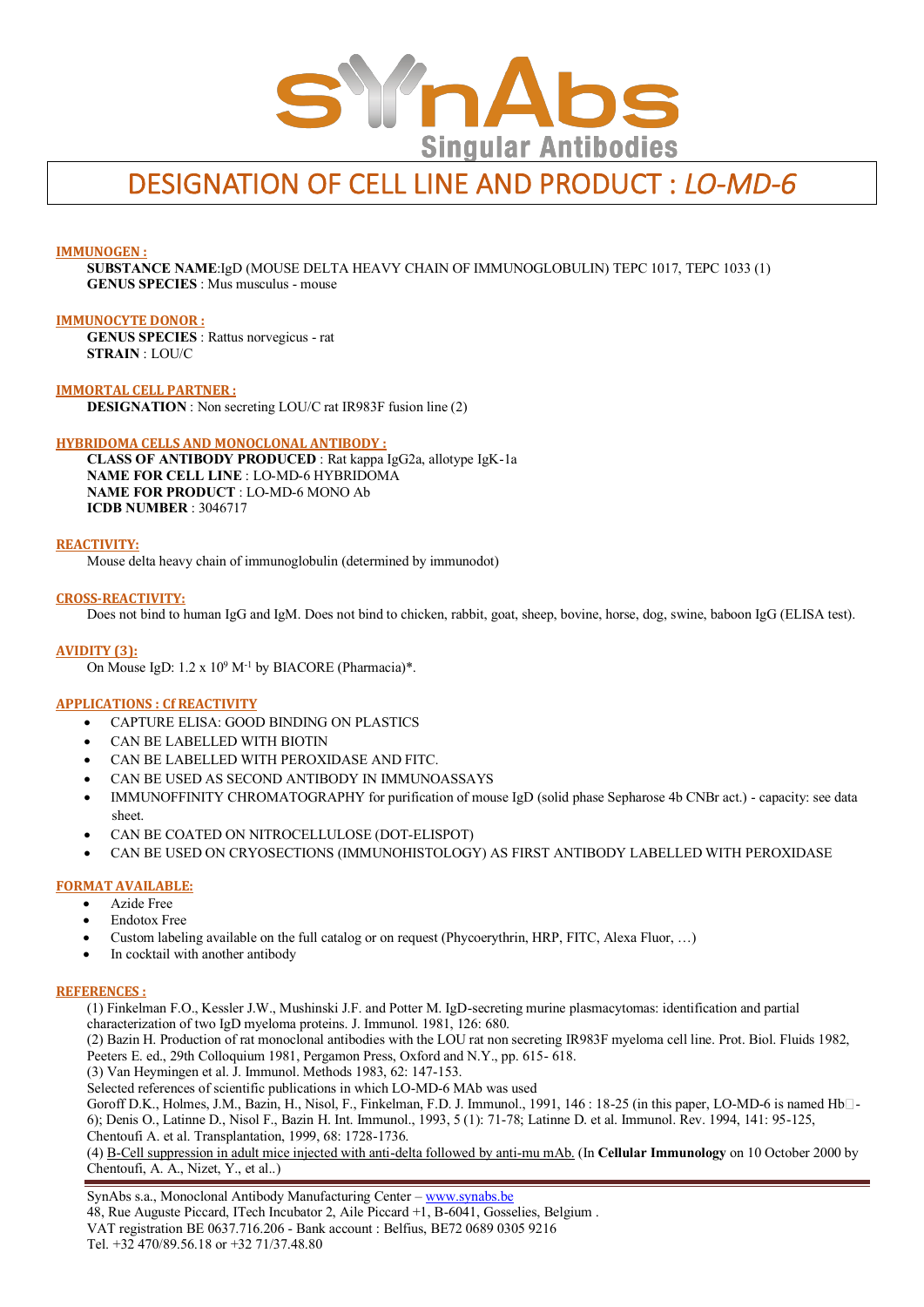# DESIGNATION OF CELL LINE AND PRODUCT : *LO-MD-6*

## IMMUNOGEN :

**SUBSTANCE NAME**:IgD (MOUSE DELTA HEAVY CHAIN OF IMMUNOGLOBULIN) TEPC 1017, TEPC 1033 (1)
**GENUS SPECIES** : Mus musculus - mouse

## IMMUNOCYTE DONOR :

**GENUS SPECIES** : Rattus norvegicus - rat
**STRAIN** : LOU/C

## IMMORTAL CELL PARTNER :

**DESIGNATION** : Non secreting LOU/C rat IR983F fusion line (2)

## HYBRIDOMA CELLS AND MONOCLONAL ANTIBODY :

**CLASS OF ANTIBODY PRODUCED** : Rat kappa IgG2a, allotype IgK-1a
**NAME FOR CELL LINE** : LO-MD-6 HYBRIDOMA
**NAME FOR PRODUCT** : LO-MD-6 MONO Ab
**ICDB NUMBER** : 3046717

## REACTIVITY:

Mouse delta heavy chain of immunoglobulin (determined by immunodot)

## CROSS-REACTIVITY:

Does not bind to human IgG and IgM. Does not bind to chicken, rabbit, goat, sheep, bovine, horse, dog, swine, baboon IgG (ELISA test).

## AVIDITY (3):

On Mouse IgD: $1.2 \times 10^9$ $M^{-1}$ by BIACORE (Pharmacia)*.

## APPLICATIONS : Cf REACTIVITY

- CAPTURE ELISA: GOOD BINDING ON PLASTICS
- CAN BE LABELLED WITH BIOTIN
- CAN BE LABELLED WITH PEROXIDASE AND FITC.
- CAN BE USED AS SECOND ANTIBODY IN IMMUNOASSAYS
- IMMUNOFFINITY CHROMATOGRAPHY for purification of mouse IgD (solid phase Sepharose 4b CNBr act.) - capacity: see data sheet.
- CAN BE COATED ON NITROCELLULOSE (DOT-ELISPOT)
- CAN BE USED ON CRYOSECTIONS (IMMUNOHISTOLOGY) AS FIRST ANTIBODY LABELLED WITH PEROXIDASE

## FORMAT AVAILABLE:

- Azide Free
- Endotox Free
- Custom labeling available on the full catalog or on request (Phycoerythrin, HRP, FITC, Alexa Fluor, …)
- In cocktail with another antibody

## REFERENCES :

(1) Finkelman F.O., Kessler J.W., Mushinski J.F. and Potter M. IgD-secreting murine plasmacytomas: identification and partial characterization of two IgD myeloma proteins. J. Immunol. 1981, 126: 680.
(2) Bazin H. Production of rat monoclonal antibodies with the LOU rat non secreting IR983F myeloma cell line. Prot. Biol. Fluids 1982, Peeters E. ed., 29th Colloquium 1981, Pergamon Press, Oxford and N.Y., pp. 615- 618.
(3) Van Heymingen et al. J. Immunol. Methods 1983, 62: 147-153.
Selected references of scientific publications in which LO-MD-6 MAb was used
Goroff D.K., Holmes, J.M., Bazin, H., Nisol, F., Finkelman, F.D. J. Immunol., 1991, 146 : 18-25 (in this paper, LO-MD-6 is named Hb□-6); Denis O., Latinne D., Nisol F., Bazin H. Int. Immunol., 1993, 5 (1): 71-78; Latinne D. et al. Immunol. Rev. 1994, 141: 95-125, Chentoufi A. et al. Transplantation, 1999, 68: 1728-1736.
(4) B-Cell suppression in adult mice injected with anti-delta followed by anti-mu mAb. (In **Cellular Immunology** on 10 October 2000 by Chentoufi, A. A., Nizet, Y., et al..)

SynAbs s.a., Monoclonal Antibody Manufacturing Center – www.synabs.be
48, Rue Auguste Piccard, ITech Incubator 2, Aile Piccard +1, B-6041, Gosselies, Belgium .
VAT registration BE 0637.716.206 - Bank account : Belfius, BE72 0689 0305 9216
Tel. +32 470/89.56.18 or +32 71/37.48.80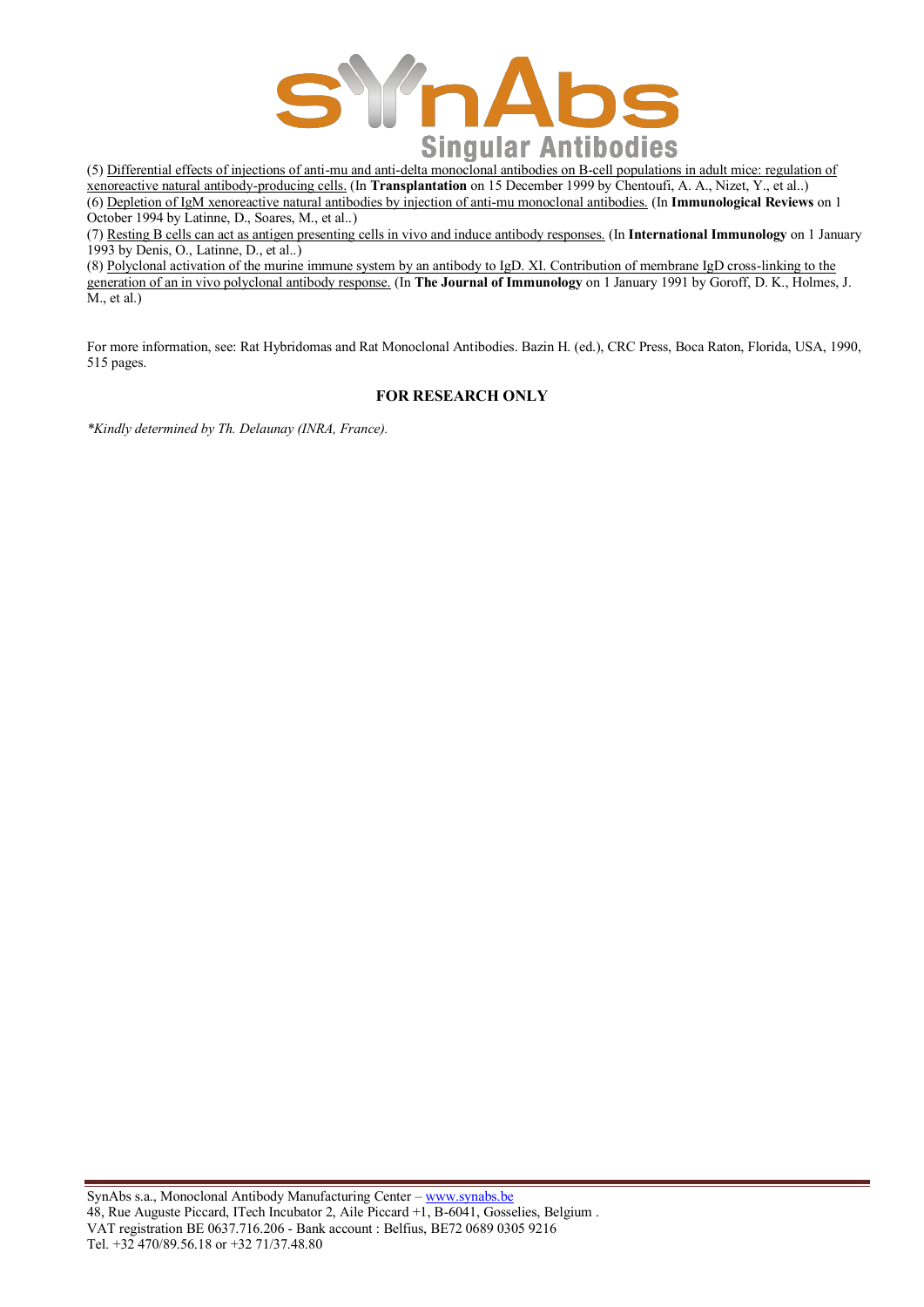(5) Differential effects of injections of anti-mu and anti-delta monoclonal antibodies on B-cell populations in adult mice: regulation of xenoreactive natural antibody-producing cells. (In **Transplantation** on 15 December 1999 by Chentoufi, A. A., Nizet, Y., et al..)

(6) Depletion of IgM xenoreactive natural antibodies by injection of anti-mu monoclonal antibodies. (In **Immunological Reviews** on 1 October 1994 by Latinne, D., Soares, M., et al..)

(7) Resting B cells can act as antigen presenting cells in vivo and induce antibody responses. (In **International Immunology** on 1 January 1993 by Denis, O., Latinne, D., et al..)

(8) Polyclonal activation of the murine immune system by an antibody to IgD. XI. Contribution of membrane IgD cross-linking to the generation of an in vivo polyclonal antibody response. (In **The Journal of Immunology** on 1 January 1991 by Goroff, D. K., Holmes, J. M., et al.)

For more information, see: Rat Hybridomas and Rat Monoclonal Antibodies. Bazin H. (ed.), CRC Press, Boca Raton, Florida, USA, 1990, 515 pages.

**FOR RESEARCH ONLY**

*\*Kindly determined by Th. Delaunay (INRA, France).*

SynAbs s.a., Monoclonal Antibody Manufacturing Center – www.synabs.be
48, Rue Auguste Piccard, ITech Incubator 2, Aile Piccard +1, B-6041, Gosselies, Belgium .
VAT registration BE 0637.716.206 - Bank account : Belfius, BE72 0689 0305 9216
Tel. +32 470/89.56.18 or +32 71/37.48.80